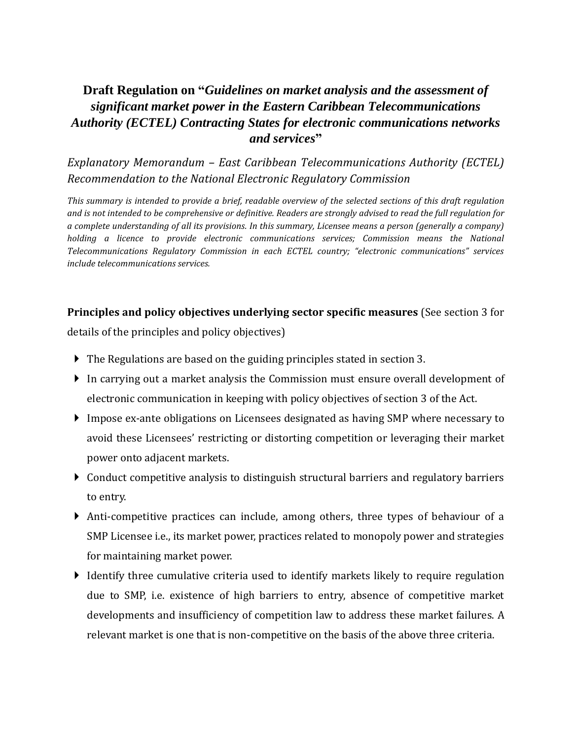# Draft Regulation on "*Guidelines on market analysis and the assessment of significant market power in the Eastern Caribbean Telecommunications Authority (ECTEL) Contracting States for electronic communications networks and services*"

*Explanatory Memorandum – East Caribbean Telecommunications Authority (ECTEL) Recommendation to the National Electronic Regulatory Commission*

*This summary is intended to provide a brief, readable overview of the selected sections of this draft regulation and is not intended to be comprehensive or definitive. Readers are strongly advised to read the full regulation for a complete understanding of all its provisions. In this summary, Licensee means a person (generally a company) holding a licence to provide electronic communications services; Commission means the National Telecommunications Regulatory Commission in each ECTEL country; "electronic communications" services include telecommunications services.*

**Principles and policy objectives underlying sector specific measures** (See section 3 for details of the principles and policy objectives)

- The Regulations are based on the guiding principles stated in section 3.
- In carrying out a market analysis the Commission must ensure overall development of electronic communication in keeping with policy objectives of section 3 of the Act.
- Impose ex-ante obligations on Licensees designated as having SMP where necessary to avoid these Licensees' restricting or distorting competition or leveraging their market power onto adjacent markets.
- Conduct competitive analysis to distinguish structural barriers and regulatory barriers to entry.
- Anti-competitive practices can include, among others, three types of behaviour of a SMP Licensee i.e., its market power, practices related to monopoly power and strategies for maintaining market power.
- Identify three cumulative criteria used to identify markets likely to require regulation due to SMP, i.e. existence of high barriers to entry, absence of competitive market developments and insufficiency of competition law to address these market failures. A relevant market is one that is non-competitive on the basis of the above three criteria.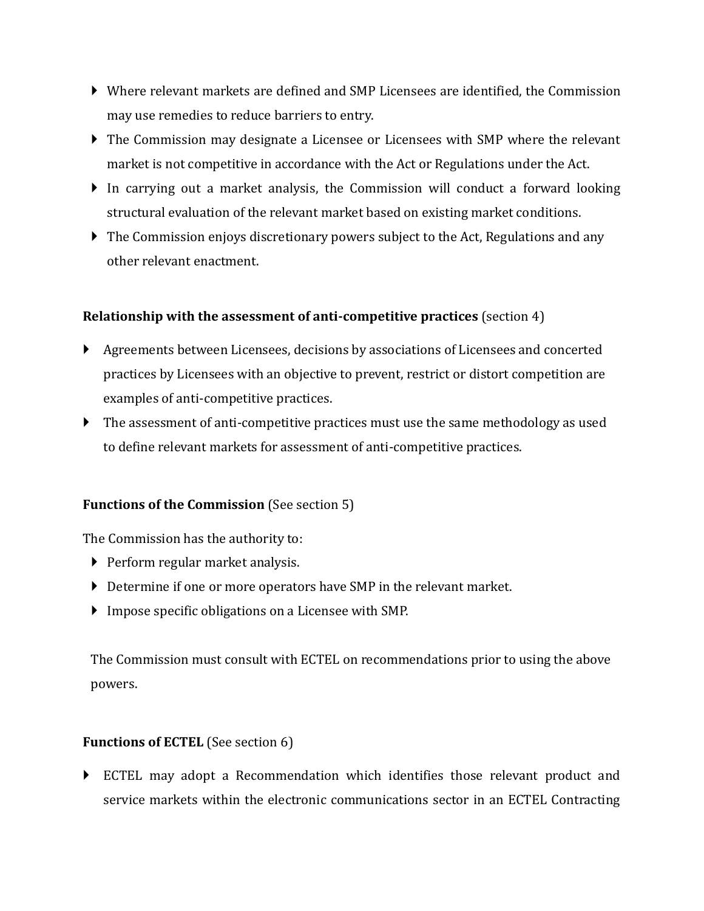- Where relevant markets are defined and SMP Licensees are identified, the Commission may use remedies to reduce barriers to entry.
- The Commission may designate a Licensee or Licensees with SMP where the relevant market is not competitive in accordance with the Act or Regulations under the Act.
- In carrying out a market analysis, the Commission will conduct a forward looking structural evaluation of the relevant market based on existing market conditions.
- The Commission enjoys discretionary powers subject to the Act, Regulations and any other relevant enactment.

**Relationship with the assessment of anti-competitive practices** (section 4)

- Agreements between Licensees, decisions by associations of Licensees and concerted practices by Licensees with an objective to prevent, restrict or distort competition are examples of anti-competitive practices.
- The assessment of anti-competitive practices must use the same methodology as used to define relevant markets for assessment of anti-competitive practices.

**Functions of the Commission** (See section 5)

The Commission has the authority to:

- Perform regular market analysis.
- Determine if one or more operators have SMP in the relevant market.
- Impose specific obligations on a Licensee with SMP.

The Commission must consult with ECTEL on recommendations prior to using the above powers.

**Functions of ECTEL** (See section 6)

- ECTEL may adopt a Recommendation which identifies those relevant product and service markets within the electronic communications sector in an ECTEL Contracting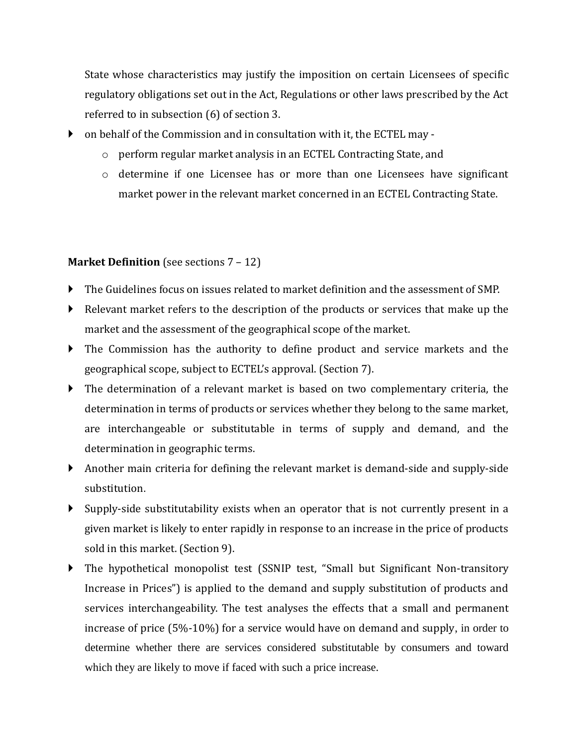State whose characteristics may justify the imposition on certain Licensees of specific regulatory obligations set out in the Act, Regulations or other laws prescribed by the Act referred to in subsection (6) of section 3.

- on behalf of the Commission and in consultation with it, the ECTEL may -
  - perform regular market analysis in an ECTEL Contracting State, and
  - determine if one Licensee has or more than one Licensees have significant market power in the relevant market concerned in an ECTEL Contracting State.

**Market Definition** (see sections 7 – 12)

- The Guidelines focus on issues related to market definition and the assessment of SMP.
- Relevant market refers to the description of the products or services that make up the market and the assessment of the geographical scope of the market.
- The Commission has the authority to define product and service markets and the geographical scope, subject to ECTEL's approval. (Section 7).
- The determination of a relevant market is based on two complementary criteria, the determination in terms of products or services whether they belong to the same market, are interchangeable or substitutable in terms of supply and demand, and the determination in geographic terms.
- Another main criteria for defining the relevant market is demand-side and supply-side substitution.
- Supply-side substitutability exists when an operator that is not currently present in a given market is likely to enter rapidly in response to an increase in the price of products sold in this market. (Section 9).
- The hypothetical monopolist test (SSNIP test, "Small but Significant Non-transitory Increase in Prices") is applied to the demand and supply substitution of products and services interchangeability. The test analyses the effects that a small and permanent increase of price (5%-10%) for a service would have on demand and supply, in order to determine whether there are services considered substitutable by consumers and toward which they are likely to move if faced with such a price increase.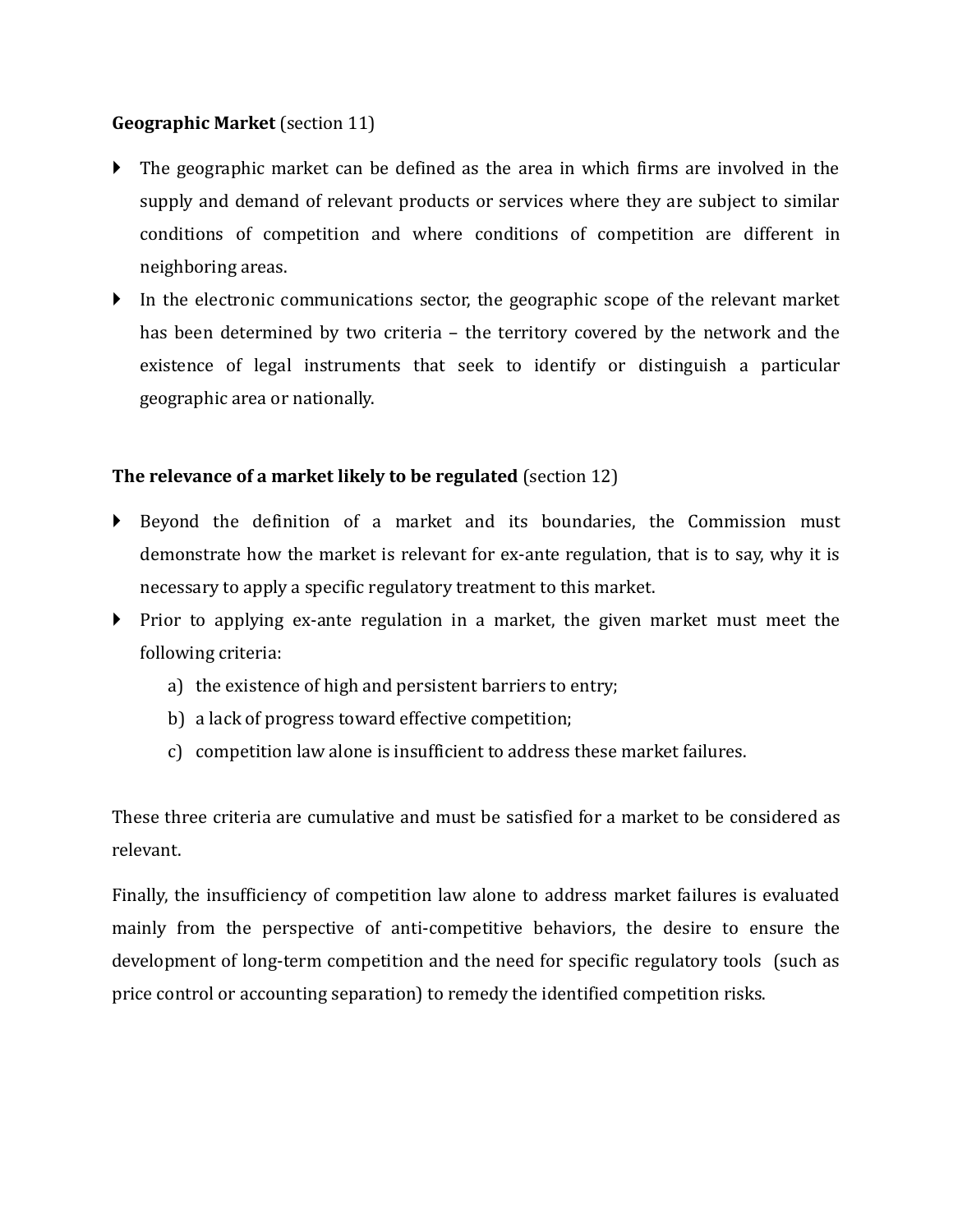**Geographic Market** (section 11)

- The geographic market can be defined as the area in which firms are involved in the supply and demand of relevant products or services where they are subject to similar conditions of competition and where conditions of competition are different in neighboring areas.
- In the electronic communications sector, the geographic scope of the relevant market has been determined by two criteria – the territory covered by the network and the existence of legal instruments that seek to identify or distinguish a particular geographic area or nationally.

**The relevance of a market likely to be regulated** (section 12)

- Beyond the definition of a market and its boundaries, the Commission must demonstrate how the market is relevant for ex-ante regulation, that is to say, why it is necessary to apply a specific regulatory treatment to this market.
- Prior to applying ex-ante regulation in a market, the given market must meet the following criteria:
  a) the existence of high and persistent barriers to entry;
  b) a lack of progress toward effective competition;
  c) competition law alone is insufficient to address these market failures.

These three criteria are cumulative and must be satisfied for a market to be considered as relevant.

Finally, the insufficiency of competition law alone to address market failures is evaluated mainly from the perspective of anti-competitive behaviors, the desire to ensure the development of long-term competition and the need for specific regulatory tools (such as price control or accounting separation) to remedy the identified competition risks.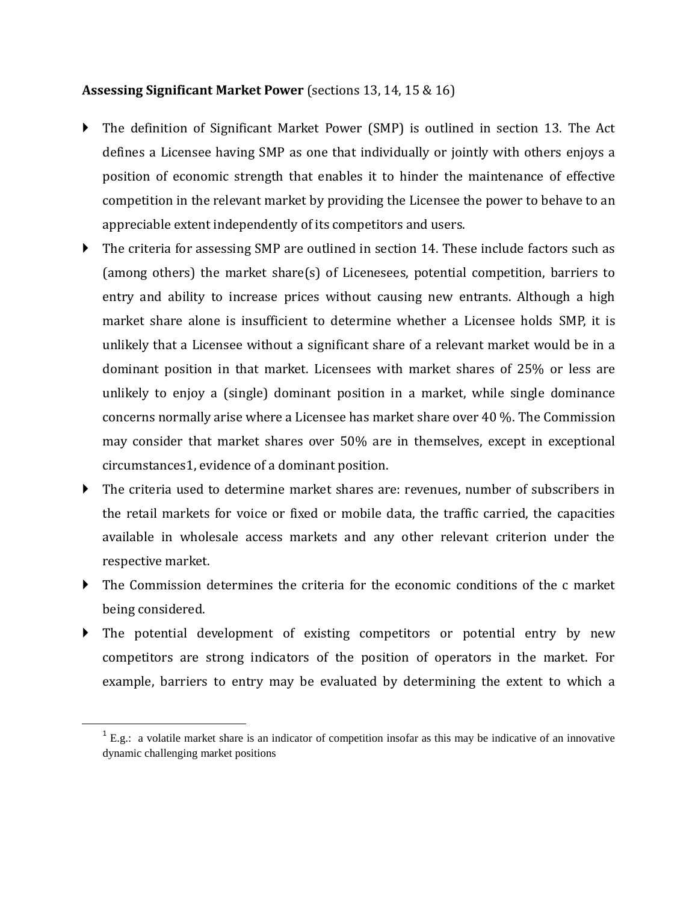**Assessing Significant Market Power** (sections 13, 14, 15 & 16)

- The definition of Significant Market Power (SMP) is outlined in section 13. The Act defines a Licensee having SMP as one that individually or jointly with others enjoys a position of economic strength that enables it to hinder the maintenance of effective competition in the relevant market by providing the Licensee the power to behave to an appreciable extent independently of its competitors and users.
- The criteria for assessing SMP are outlined in section 14. These include factors such as (among others) the market share(s) of Licenesees, potential competition, barriers to entry and ability to increase prices without causing new entrants. Although a high market share alone is insufficient to determine whether a Licensee holds SMP, it is unlikely that a Licensee without a significant share of a relevant market would be in a dominant position in that market. Licensees with market shares of 25% or less are unlikely to enjoy a (single) dominant position in a market, while single dominance concerns normally arise where a Licensee has market share over 40 %. The Commission may consider that market shares over 50% are in themselves, except in exceptional circumstances1, evidence of a dominant position.
- The criteria used to determine market shares are: revenues, number of subscribers in the retail markets for voice or fixed or mobile data, the traffic carried, the capacities available in wholesale access markets and any other relevant criterion under the respective market.
- The Commission determines the criteria for the economic conditions of the c market being considered.
- The potential development of existing competitors or potential entry by new competitors are strong indicators of the position of operators in the market. For example, barriers to entry may be evaluated by determining the extent to which a

[1] E.g.: a volatile market share is an indicator of competition insofar as this may be indicative of an innovative dynamic challenging market positions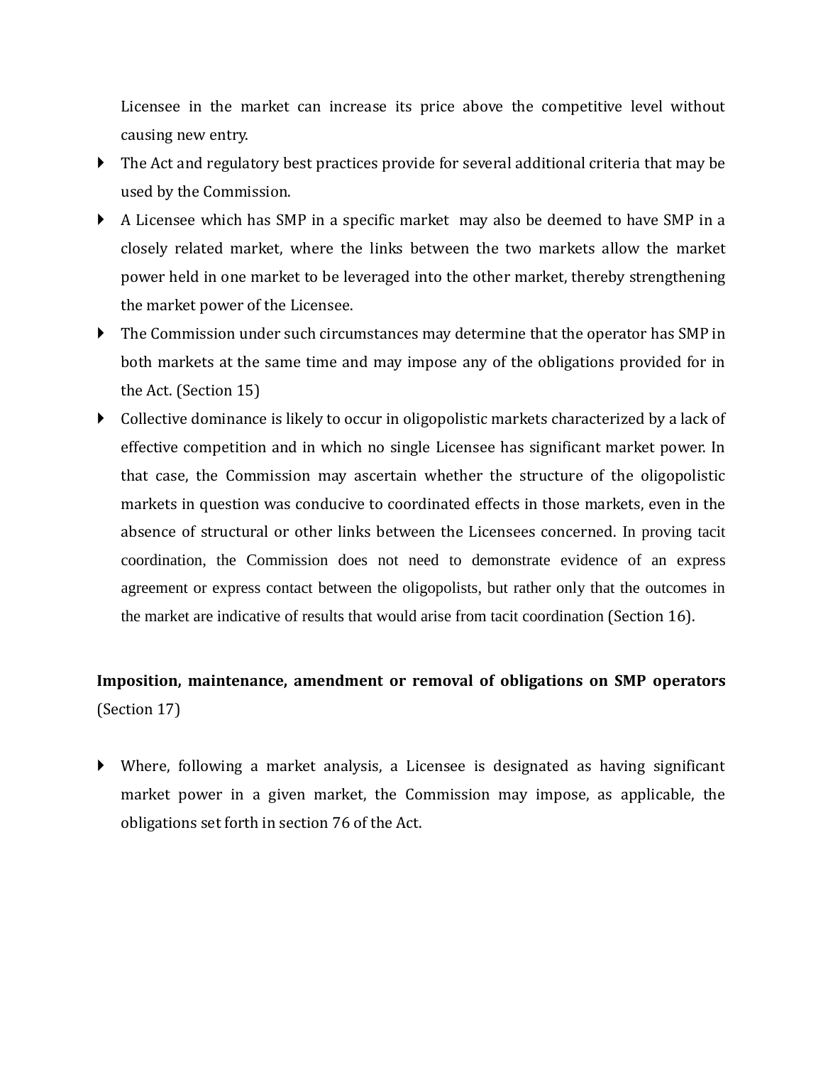Licensee in the market can increase its price above the competitive level without causing new entry.

- The Act and regulatory best practices provide for several additional criteria that may be used by the Commission.
- A Licensee which has SMP in a specific market may also be deemed to have SMP in a closely related market, where the links between the two markets allow the market power held in one market to be leveraged into the other market, thereby strengthening the market power of the Licensee.
- The Commission under such circumstances may determine that the operator has SMP in both markets at the same time and may impose any of the obligations provided for in the Act. (Section 15)
- Collective dominance is likely to occur in oligopolistic markets characterized by a lack of effective competition and in which no single Licensee has significant market power. In that case, the Commission may ascertain whether the structure of the oligopolistic markets in question was conducive to coordinated effects in those markets, even in the absence of structural or other links between the Licensees concerned. In proving tacit coordination, the Commission does not need to demonstrate evidence of an express agreement or express contact between the oligopolists, but rather only that the outcomes in the market are indicative of results that would arise from tacit coordination (Section 16).

**Imposition, maintenance, amendment or removal of obligations on SMP operators** (Section 17)

- Where, following a market analysis, a Licensee is designated as having significant market power in a given market, the Commission may impose, as applicable, the obligations set forth in section 76 of the Act.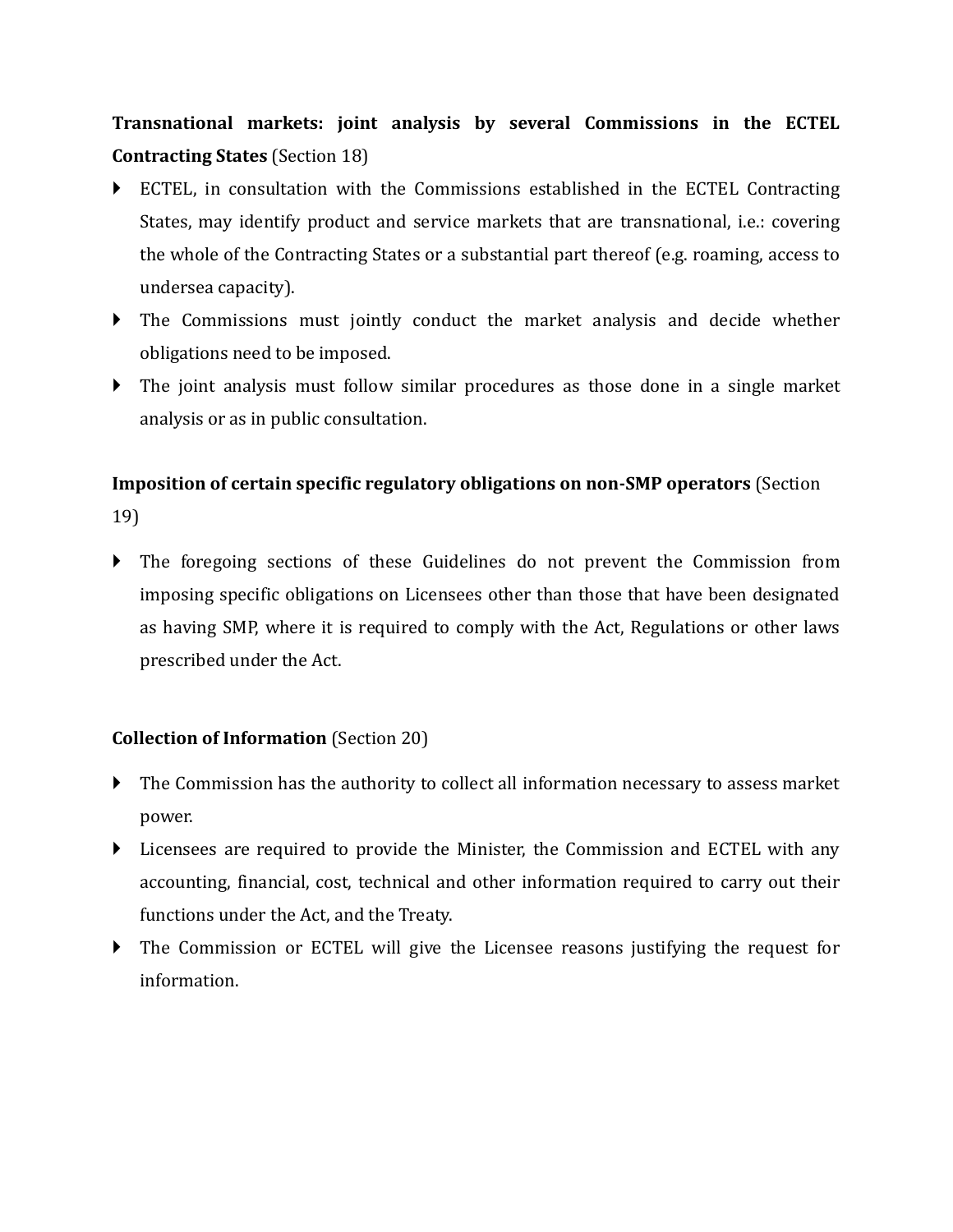**Transnational markets: joint analysis by several Commissions in the ECTEL Contracting States** (Section 18)

- ECTEL, in consultation with the Commissions established in the ECTEL Contracting States, may identify product and service markets that are transnational, i.e.: covering the whole of the Contracting States or a substantial part thereof (e.g. roaming, access to undersea capacity).
- The Commissions must jointly conduct the market analysis and decide whether obligations need to be imposed.
- The joint analysis must follow similar procedures as those done in a single market analysis or as in public consultation.

**Imposition of certain specific regulatory obligations on non-SMP operators** (Section 19)

- The foregoing sections of these Guidelines do not prevent the Commission from imposing specific obligations on Licensees other than those that have been designated as having SMP, where it is required to comply with the Act, Regulations or other laws prescribed under the Act.

**Collection of Information** (Section 20)

- The Commission has the authority to collect all information necessary to assess market power.
- Licensees are required to provide the Minister, the Commission and ECTEL with any accounting, financial, cost, technical and other information required to carry out their functions under the Act, and the Treaty.
- The Commission or ECTEL will give the Licensee reasons justifying the request for information.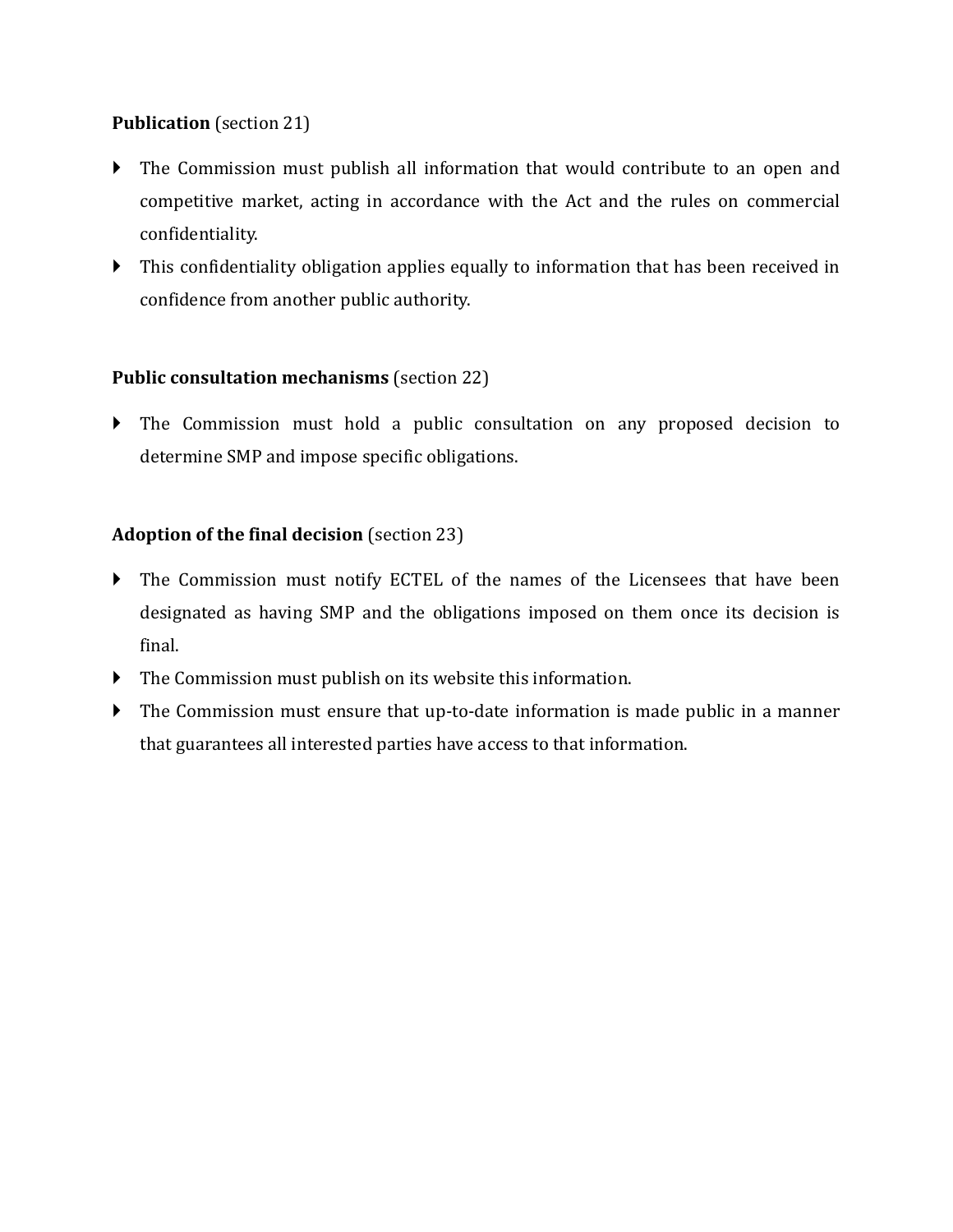**Publication** (section 21)

- The Commission must publish all information that would contribute to an open and competitive market, acting in accordance with the Act and the rules on commercial confidentiality.
- This confidentiality obligation applies equally to information that has been received in confidence from another public authority.

**Public consultation mechanisms** (section 22)

- The Commission must hold a public consultation on any proposed decision to determine SMP and impose specific obligations.

**Adoption of the final decision** (section 23)

- The Commission must notify ECTEL of the names of the Licensees that have been designated as having SMP and the obligations imposed on them once its decision is final.
- The Commission must publish on its website this information.
- The Commission must ensure that up-to-date information is made public in a manner that guarantees all interested parties have access to that information.